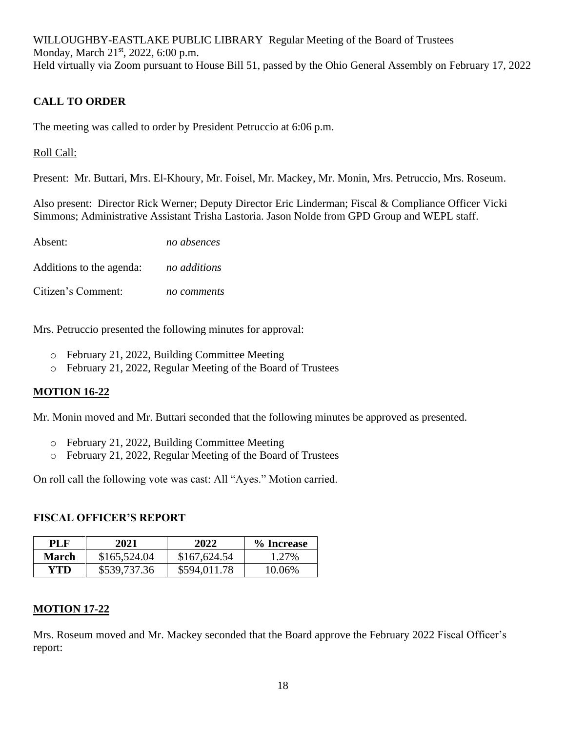WILLOUGHBY-EASTLAKE PUBLIC LIBRARY Regular Meeting of the Board of Trustees
Monday, March 21st, 2022, 6:00 p.m.
Held virtually via Zoom pursuant to House Bill 51, passed by the Ohio General Assembly on February 17, 2022

## CALL TO ORDER

The meeting was called to order by President Petruccio at 6:06 p.m.

Roll Call:

Present: Mr. Buttari, Mrs. El-Khoury, Mr. Foisel, Mr. Mackey, Mr. Monin, Mrs. Petruccio, Mrs. Roseum.

Also present: Director Rick Werner; Deputy Director Eric Linderman; Fiscal & Compliance Officer Vicki Simmons; Administrative Assistant Trisha Lastoria. Jason Nolde from GPD Group and WEPL staff.

Absent: *no absences*

Additions to the agenda: *no additions*

Citizen's Comment: *no comments*

Mrs. Petruccio presented the following minutes for approval:

- February 21, 2022, Building Committee Meeting
- February 21, 2022, Regular Meeting of the Board of Trustees

## MOTION 16-22

Mr. Monin moved and Mr. Buttari seconded that the following minutes be approved as presented.

- February 21, 2022, Building Committee Meeting
- February 21, 2022, Regular Meeting of the Board of Trustees

On roll call the following vote was cast: All "Ayes." Motion carried.

## FISCAL OFFICER'S REPORT

| PLF | 2021 | 2022 | % Increase |
|---|---|---|---|
| March | $165,524.04 | $167,624.54 | 1.27% |
| YTD | $539,737.36 | $594,011.78 | 10.06% |

## MOTION 17-22

Mrs. Roseum moved and Mr. Mackey seconded that the Board approve the February 2022 Fiscal Officer's report: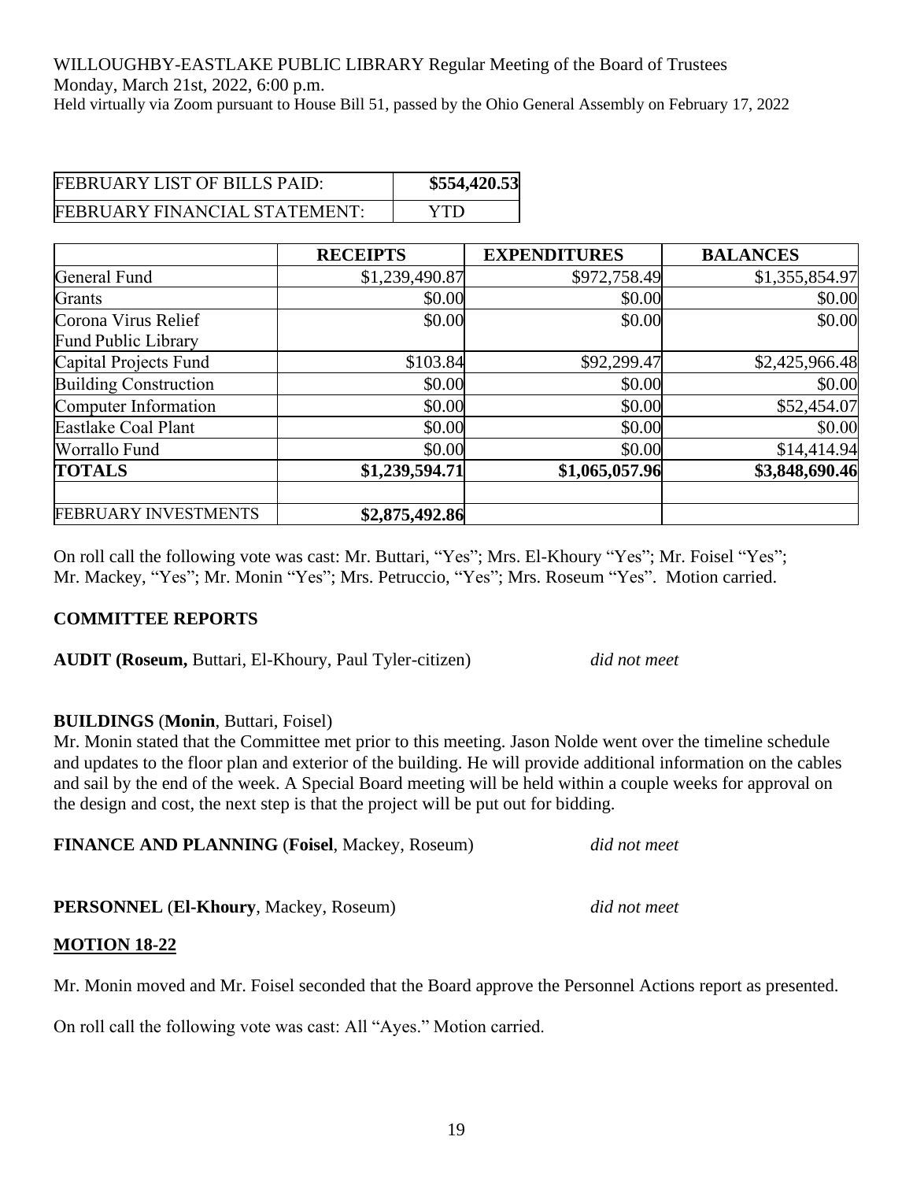WILLOUGHBY-EASTLAKE PUBLIC LIBRARY Regular Meeting of the Board of Trustees
Monday, March 21st, 2022, 6:00 p.m.
Held virtually via Zoom pursuant to House Bill 51, passed by the Ohio General Assembly on February 17, 2022

| FEBRUARY LIST OF BILLS PAID: | **$554,420.53** |
|---|---|
| FEBRUARY FINANCIAL STATEMENT: | YTD |

| | **RECEIPTS** | **EXPENDITURES** | **BALANCES** |
|---|---|---|---|
| General Fund | $1,239,490.87 | $972,758.49 | $1,355,854.97 |
| Grants | $0.00 | $0.00 | $0.00 |
| Corona Virus Relief Fund Public Library | $0.00 | $0.00 | $0.00 |
| Capital Projects Fund | $103.84 | $92,299.47 | $2,425,966.48 |
| Building Construction | $0.00 | $0.00 | $0.00 |
| Computer Information | $0.00 | $0.00 | $52,454.07 |
| Eastlake Coal Plant | $0.00 | $0.00 | $0.00 |
| Worrallo Fund | $0.00 | $0.00 | $14,414.94 |
| **TOTALS** | **$1,239,594.71** | **$1,065,057.96** | **$3,848,690.46** |
| | | | |
| FEBRUARY INVESTMENTS | **$2,875,492.86** | | |

On roll call the following vote was cast: Mr. Buttari, "Yes"; Mrs. El-Khoury "Yes"; Mr. Foisel "Yes"; Mr. Mackey, "Yes"; Mr. Monin "Yes"; Mrs. Petruccio, "Yes"; Mrs. Roseum "Yes". Motion carried.

**COMMITTEE REPORTS**

**AUDIT (Roseum,** Buttari, El-Khoury, Paul Tyler-citizen) *did not meet*

**BUILDINGS** (**Monin**, Buttari, Foisel)
Mr. Monin stated that the Committee met prior to this meeting. Jason Nolde went over the timeline schedule and updates to the floor plan and exterior of the building. He will provide additional information on the cables and sail by the end of the week. A Special Board meeting will be held within a couple weeks for approval on the design and cost, the next step is that the project will be put out for bidding.

**FINANCE AND PLANNING** (**Foisel**, Mackey, Roseum) *did not meet*

**PERSONNEL** (**El-Khoury**, Mackey, Roseum) *did not meet*

**MOTION 18-22**

Mr. Monin moved and Mr. Foisel seconded that the Board approve the Personnel Actions report as presented.

On roll call the following vote was cast: All "Ayes." Motion carried.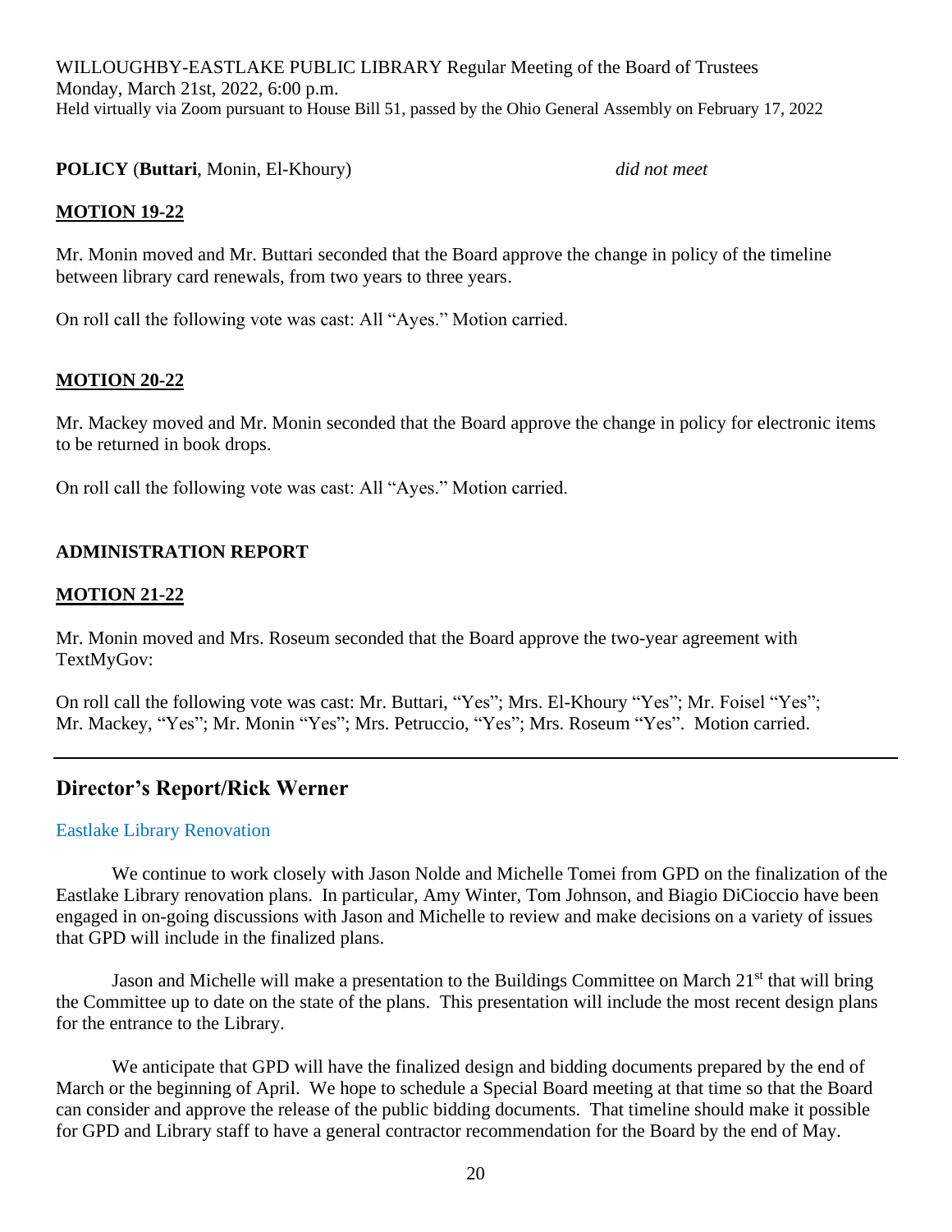WILLOUGHBY-EASTLAKE PUBLIC LIBRARY Regular Meeting of the Board of Trustees
Monday, March 21st, 2022, 6:00 p.m.
Held virtually via Zoom pursuant to House Bill 51, passed by the Ohio General Assembly on February 17, 2022

**POLICY** (**Buttari**, Monin, El-Khoury) *did not meet*

**MOTION 19-22**

Mr. Monin moved and Mr. Buttari seconded that the Board approve the change in policy of the timeline between library card renewals, from two years to three years.

On roll call the following vote was cast: All "Ayes." Motion carried.

**MOTION 20-22**

Mr. Mackey moved and Mr. Monin seconded that the Board approve the change in policy for electronic items to be returned in book drops.

On roll call the following vote was cast: All "Ayes." Motion carried.

**ADMINISTRATION REPORT**

**MOTION 21-22**

Mr. Monin moved and Mrs. Roseum seconded that the Board approve the two-year agreement with TextMyGov:

On roll call the following vote was cast: Mr. Buttari, "Yes"; Mrs. El-Khoury "Yes"; Mr. Foisel "Yes"; Mr. Mackey, "Yes"; Mr. Monin "Yes"; Mrs. Petruccio, "Yes"; Mrs. Roseum "Yes". Motion carried.

---

## Director's Report/Rick Werner

### Eastlake Library Renovation

We continue to work closely with Jason Nolde and Michelle Tomei from GPD on the finalization of the Eastlake Library renovation plans. In particular, Amy Winter, Tom Johnson, and Biagio DiCioccio have been engaged in on-going discussions with Jason and Michelle to review and make decisions on a variety of issues that GPD will include in the finalized plans.

Jason and Michelle will make a presentation to the Buildings Committee on March 21st that will bring the Committee up to date on the state of the plans. This presentation will include the most recent design plans for the entrance to the Library.

We anticipate that GPD will have the finalized design and bidding documents prepared by the end of March or the beginning of April. We hope to schedule a Special Board meeting at that time so that the Board can consider and approve the release of the public bidding documents. That timeline should make it possible for GPD and Library staff to have a general contractor recommendation for the Board by the end of May.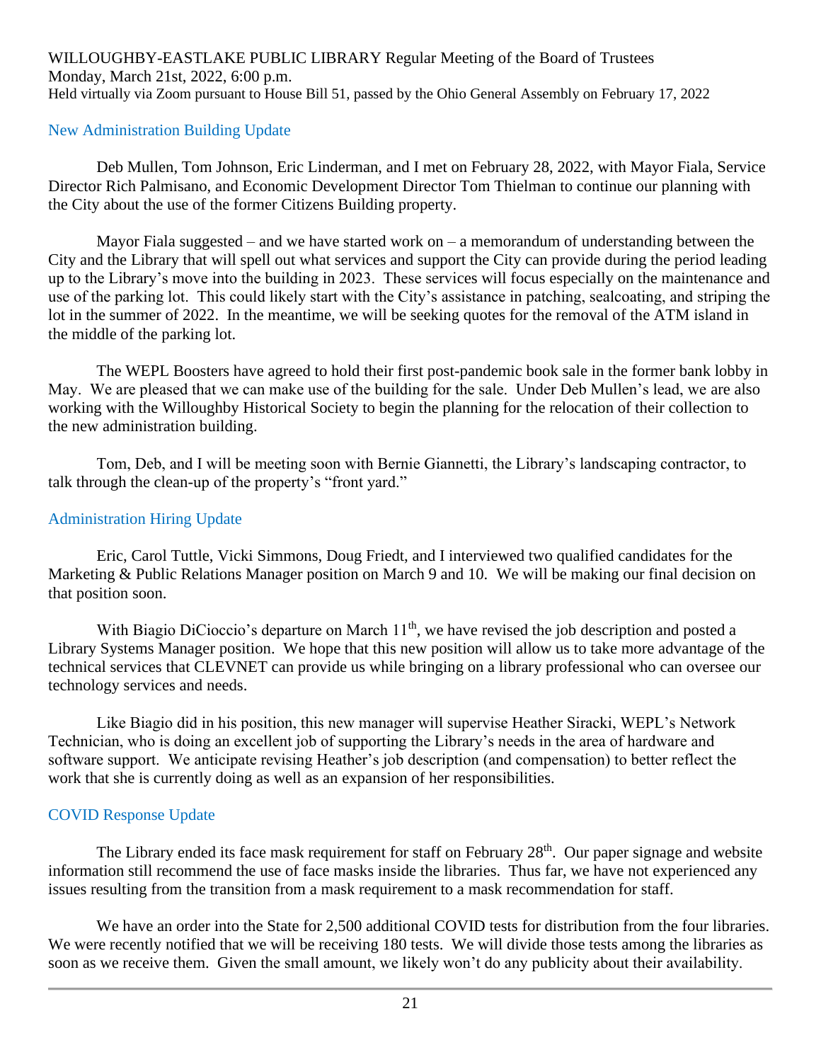WILLOUGHBY-EASTLAKE PUBLIC LIBRARY Regular Meeting of the Board of Trustees
Monday, March 21st, 2022, 6:00 p.m.
Held virtually via Zoom pursuant to House Bill 51, passed by the Ohio General Assembly on February 17, 2022

## New Administration Building Update

Deb Mullen, Tom Johnson, Eric Linderman, and I met on February 28, 2022, with Mayor Fiala, Service Director Rich Palmisano, and Economic Development Director Tom Thielman to continue our planning with the City about the use of the former Citizens Building property.

Mayor Fiala suggested – and we have started work on – a memorandum of understanding between the City and the Library that will spell out what services and support the City can provide during the period leading up to the Library's move into the building in 2023. These services will focus especially on the maintenance and use of the parking lot. This could likely start with the City's assistance in patching, sealcoating, and striping the lot in the summer of 2022. In the meantime, we will be seeking quotes for the removal of the ATM island in the middle of the parking lot.

The WEPL Boosters have agreed to hold their first post-pandemic book sale in the former bank lobby in May. We are pleased that we can make use of the building for the sale. Under Deb Mullen's lead, we are also working with the Willoughby Historical Society to begin the planning for the relocation of their collection to the new administration building.

Tom, Deb, and I will be meeting soon with Bernie Giannetti, the Library's landscaping contractor, to talk through the clean-up of the property's "front yard."

## Administration Hiring Update

Eric, Carol Tuttle, Vicki Simmons, Doug Friedt, and I interviewed two qualified candidates for the Marketing & Public Relations Manager position on March 9 and 10. We will be making our final decision on that position soon.

With Biagio DiCioccio's departure on March 11th, we have revised the job description and posted a Library Systems Manager position. We hope that this new position will allow us to take more advantage of the technical services that CLEVNET can provide us while bringing on a library professional who can oversee our technology services and needs.

Like Biagio did in his position, this new manager will supervise Heather Siracki, WEPL's Network Technician, who is doing an excellent job of supporting the Library's needs in the area of hardware and software support. We anticipate revising Heather's job description (and compensation) to better reflect the work that she is currently doing as well as an expansion of her responsibilities.

## COVID Response Update

The Library ended its face mask requirement for staff on February 28th. Our paper signage and website information still recommend the use of face masks inside the libraries. Thus far, we have not experienced any issues resulting from the transition from a mask requirement to a mask recommendation for staff.

We have an order into the State for 2,500 additional COVID tests for distribution from the four libraries. We were recently notified that we will be receiving 180 tests. We will divide those tests among the libraries as soon as we receive them. Given the small amount, we likely won't do any publicity about their availability.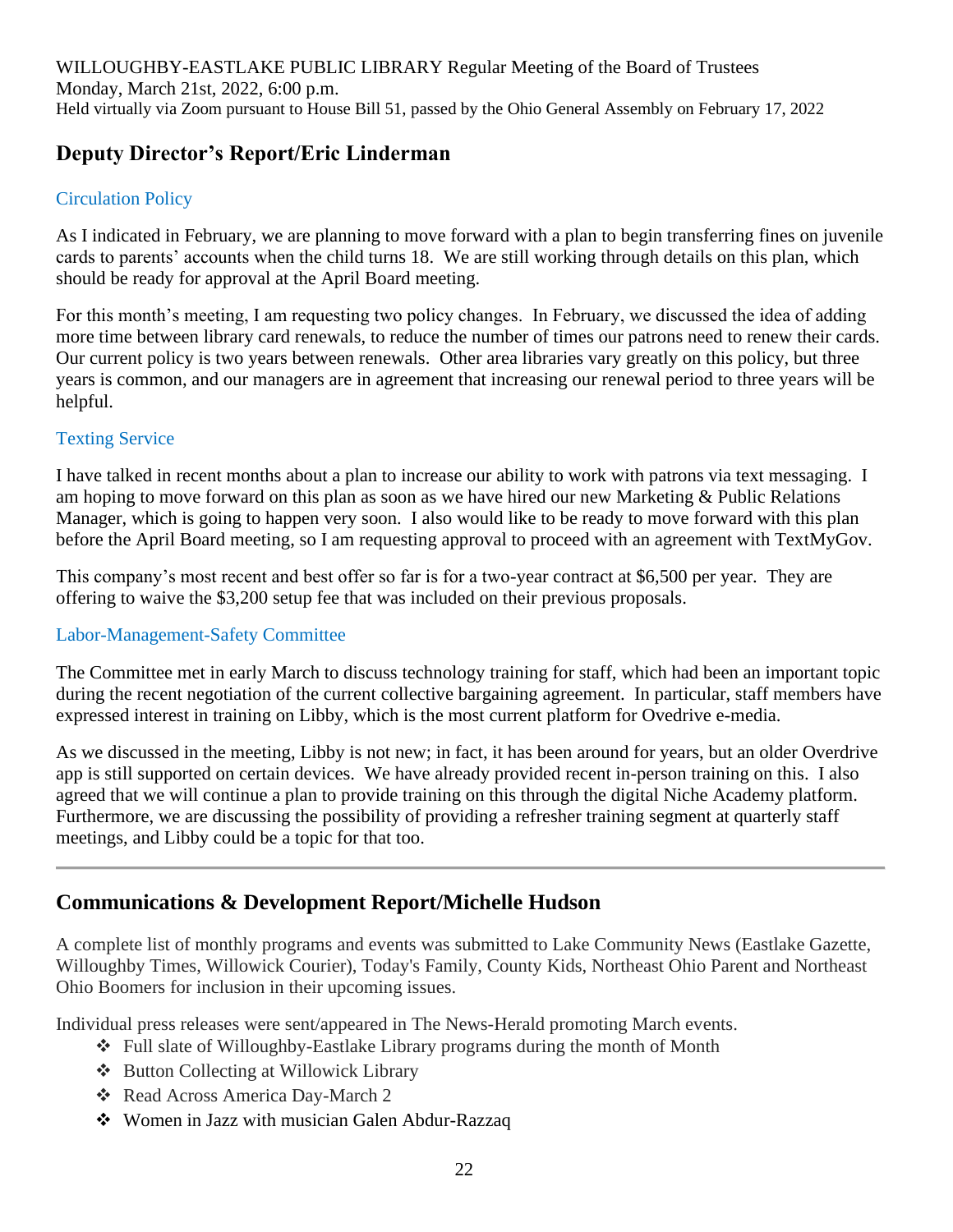WILLOUGHBY-EASTLAKE PUBLIC LIBRARY Regular Meeting of the Board of Trustees
Monday, March 21st, 2022, 6:00 p.m.
Held virtually via Zoom pursuant to House Bill 51, passed by the Ohio General Assembly on February 17, 2022

## Deputy Director's Report/Eric Linderman

### Circulation Policy

As I indicated in February, we are planning to move forward with a plan to begin transferring fines on juvenile cards to parents' accounts when the child turns 18. We are still working through details on this plan, which should be ready for approval at the April Board meeting.

For this month's meeting, I am requesting two policy changes. In February, we discussed the idea of adding more time between library card renewals, to reduce the number of times our patrons need to renew their cards. Our current policy is two years between renewals. Other area libraries vary greatly on this policy, but three years is common, and our managers are in agreement that increasing our renewal period to three years will be helpful.

### Texting Service

I have talked in recent months about a plan to increase our ability to work with patrons via text messaging. I am hoping to move forward on this plan as soon as we have hired our new Marketing & Public Relations Manager, which is going to happen very soon. I also would like to be ready to move forward with this plan before the April Board meeting, so I am requesting approval to proceed with an agreement with TextMyGov.

This company's most recent and best offer so far is for a two-year contract at $6,500 per year. They are offering to waive the $3,200 setup fee that was included on their previous proposals.

### Labor-Management-Safety Committee

The Committee met in early March to discuss technology training for staff, which had been an important topic during the recent negotiation of the current collective bargaining agreement. In particular, staff members have expressed interest in training on Libby, which is the most current platform for Ovedrive e-media.

As we discussed in the meeting, Libby is not new; in fact, it has been around for years, but an older Overdrive app is still supported on certain devices. We have already provided recent in-person training on this. I also agreed that we will continue a plan to provide training on this through the digital Niche Academy platform. Furthermore, we are discussing the possibility of providing a refresher training segment at quarterly staff meetings, and Libby could be a topic for that too.

---

## Communications & Development Report/Michelle Hudson

A complete list of monthly programs and events was submitted to Lake Community News (Eastlake Gazette, Willoughby Times, Willowick Courier), Today's Family, County Kids, Northeast Ohio Parent and Northeast Ohio Boomers for inclusion in their upcoming issues.

Individual press releases were sent/appeared in The News-Herald promoting March events.

- Full slate of Willoughby-Eastlake Library programs during the month of Month
- Button Collecting at Willowick Library
- Read Across America Day-March 2
- Women in Jazz with musician Galen Abdur-Razzaq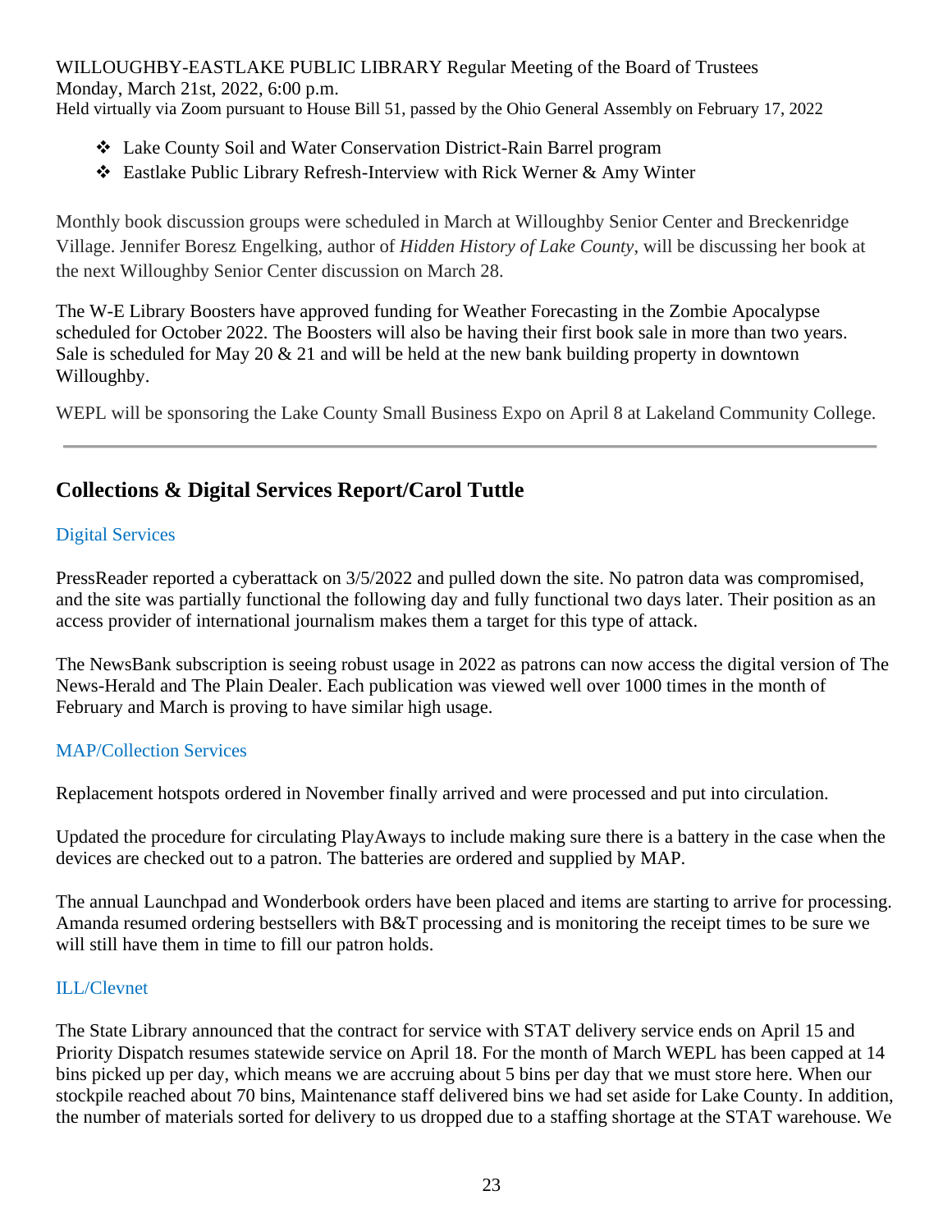- Lake County Soil and Water Conservation District-Rain Barrel program
- Eastlake Public Library Refresh-Interview with Rick Werner & Amy Winter

Monthly book discussion groups were scheduled in March at Willoughby Senior Center and Breckenridge Village. Jennifer Boresz Engelking, author of *Hidden History of Lake County*, will be discussing her book at the next Willoughby Senior Center discussion on March 28.

The W-E Library Boosters have approved funding for Weather Forecasting in the Zombie Apocalypse scheduled for October 2022. The Boosters will also be having their first book sale in more than two years. Sale is scheduled for May 20 & 21 and will be held at the new bank building property in downtown Willoughby.

WEPL will be sponsoring the Lake County Small Business Expo on April 8 at Lakeland Community College.

---

## Collections & Digital Services Report/Carol Tuttle

### Digital Services

PressReader reported a cyberattack on 3/5/2022 and pulled down the site. No patron data was compromised, and the site was partially functional the following day and fully functional two days later. Their position as an access provider of international journalism makes them a target for this type of attack.

The NewsBank subscription is seeing robust usage in 2022 as patrons can now access the digital version of The News-Herald and The Plain Dealer. Each publication was viewed well over 1000 times in the month of February and March is proving to have similar high usage.

### MAP/Collection Services

Replacement hotspots ordered in November finally arrived and were processed and put into circulation.

Updated the procedure for circulating PlayAways to include making sure there is a battery in the case when the devices are checked out to a patron. The batteries are ordered and supplied by MAP.

The annual Launchpad and Wonderbook orders have been placed and items are starting to arrive for processing. Amanda resumed ordering bestsellers with B&T processing and is monitoring the receipt times to be sure we will still have them in time to fill our patron holds.

### ILL/Clevnet

The State Library announced that the contract for service with STAT delivery service ends on April 15 and Priority Dispatch resumes statewide service on April 18. For the month of March WEPL has been capped at 14 bins picked up per day, which means we are accruing about 5 bins per day that we must store here. When our stockpile reached about 70 bins, Maintenance staff delivered bins we had set aside for Lake County. In addition, the number of materials sorted for delivery to us dropped due to a staffing shortage at the STAT warehouse. We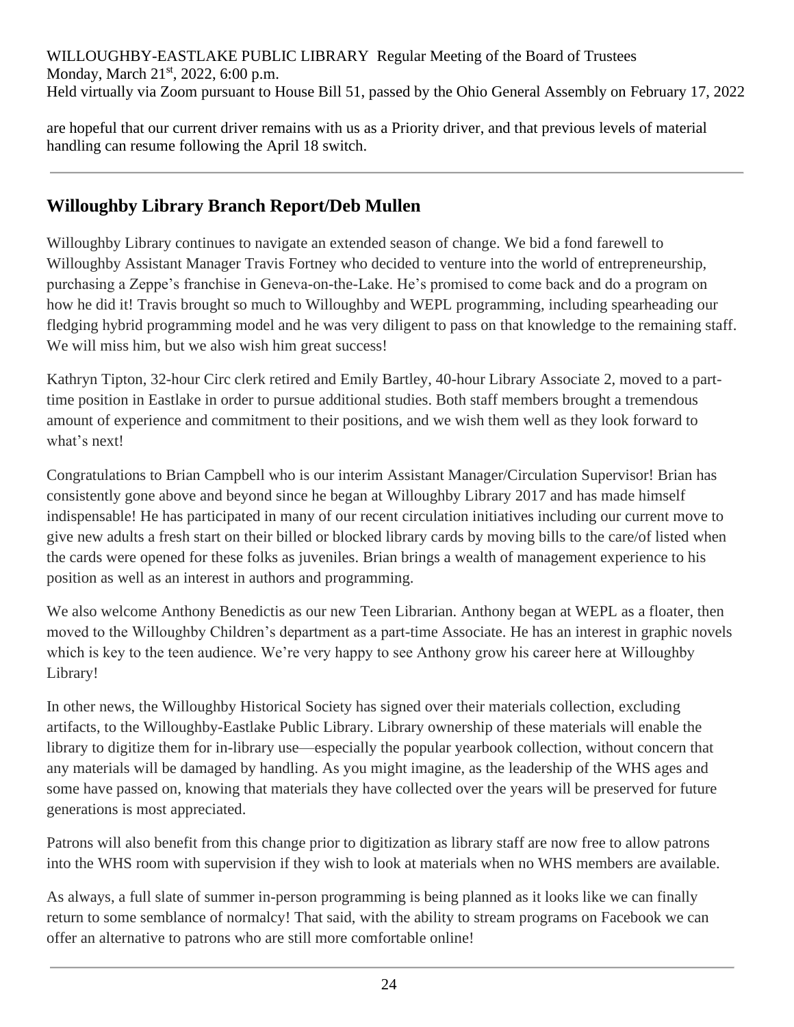are hopeful that our current driver remains with us as a Priority driver, and that previous levels of material handling can resume following the April 18 switch.

---

## Willoughby Library Branch Report/Deb Mullen

Willoughby Library continues to navigate an extended season of change. We bid a fond farewell to Willoughby Assistant Manager Travis Fortney who decided to venture into the world of entrepreneurship, purchasing a Zeppe's franchise in Geneva-on-the-Lake. He's promised to come back and do a program on how he did it! Travis brought so much to Willoughby and WEPL programming, including spearheading our fledging hybrid programming model and he was very diligent to pass on that knowledge to the remaining staff. We will miss him, but we also wish him great success!

Kathryn Tipton, 32-hour Circ clerk retired and Emily Bartley, 40-hour Library Associate 2, moved to a part-time position in Eastlake in order to pursue additional studies. Both staff members brought a tremendous amount of experience and commitment to their positions, and we wish them well as they look forward to what's next!

Congratulations to Brian Campbell who is our interim Assistant Manager/Circulation Supervisor! Brian has consistently gone above and beyond since he began at Willoughby Library 2017 and has made himself indispensable! He has participated in many of our recent circulation initiatives including our current move to give new adults a fresh start on their billed or blocked library cards by moving bills to the care/of listed when the cards were opened for these folks as juveniles. Brian brings a wealth of management experience to his position as well as an interest in authors and programming.

We also welcome Anthony Benedictis as our new Teen Librarian. Anthony began at WEPL as a floater, then moved to the Willoughby Children's department as a part-time Associate. He has an interest in graphic novels which is key to the teen audience. We're very happy to see Anthony grow his career here at Willoughby Library!

In other news, the Willoughby Historical Society has signed over their materials collection, excluding artifacts, to the Willoughby-Eastlake Public Library. Library ownership of these materials will enable the library to digitize them for in-library use—especially the popular yearbook collection, without concern that any materials will be damaged by handling. As you might imagine, as the leadership of the WHS ages and some have passed on, knowing that materials they collected over the years will be preserved for future generations is most appreciated.

Patrons will also benefit from this change prior to digitization as library staff are now free to allow patrons into the WHS room with supervision if they wish to look at materials when no WHS members are available.

As always, a full slate of summer in-person programming is being planned as it looks like we can finally return to some semblance of normalcy! That said, with the ability to stream programs on Facebook we can offer an alternative to patrons who are still more comfortable online!

---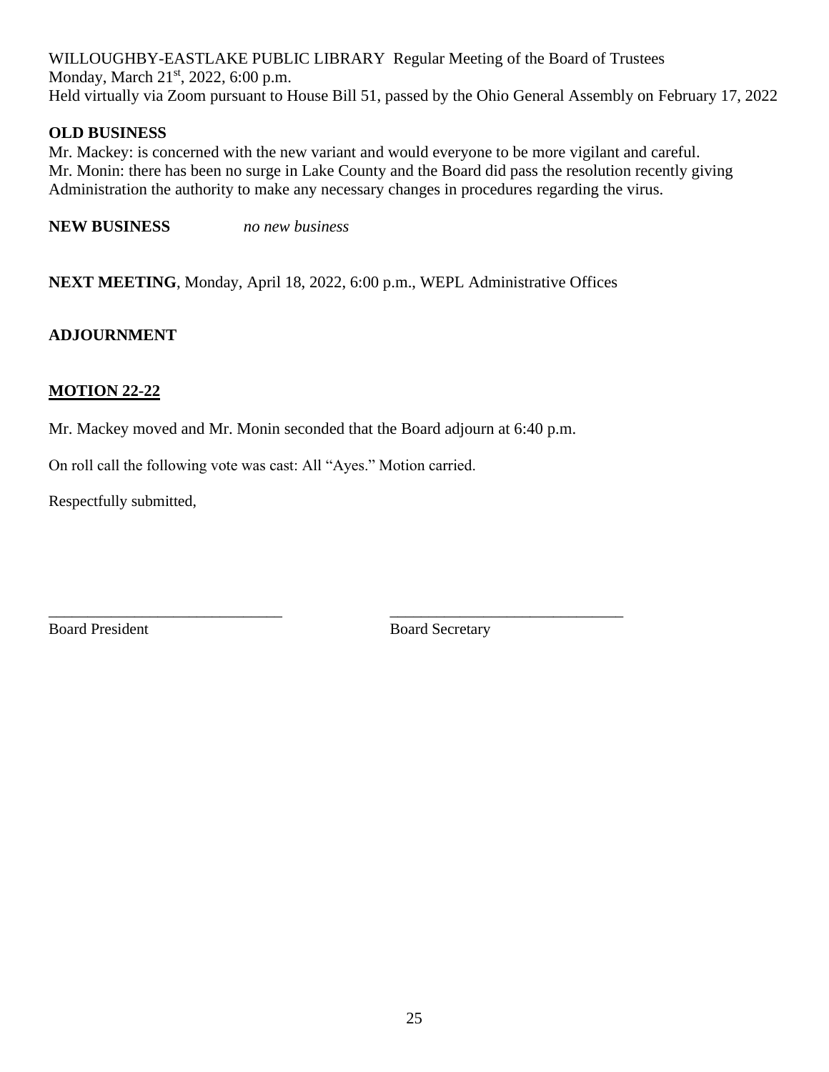WILLOUGHBY-EASTLAKE PUBLIC LIBRARY Regular Meeting of the Board of Trustees
Monday, March 21st, 2022, 6:00 p.m.
Held virtually via Zoom pursuant to House Bill 51, passed by the Ohio General Assembly on February 17, 2022

**OLD BUSINESS**

Mr. Mackey: is concerned with the new variant and would everyone to be more vigilant and careful.
Mr. Monin: there has been no surge in Lake County and the Board did pass the resolution recently giving Administration the authority to make any necessary changes in procedures regarding the virus.

**NEW BUSINESS** *no new business*

**NEXT MEETING**, Monday, April 18, 2022, 6:00 p.m., WEPL Administrative Offices

**ADJOURNMENT**

**MOTION 22-22**

Mr. Mackey moved and Mr. Monin seconded that the Board adjourn at 6:40 p.m.

On roll call the following vote was cast: All "Ayes." Motion carried.

Respectfully submitted,

______________________________ ______________________________

Board President Board Secretary